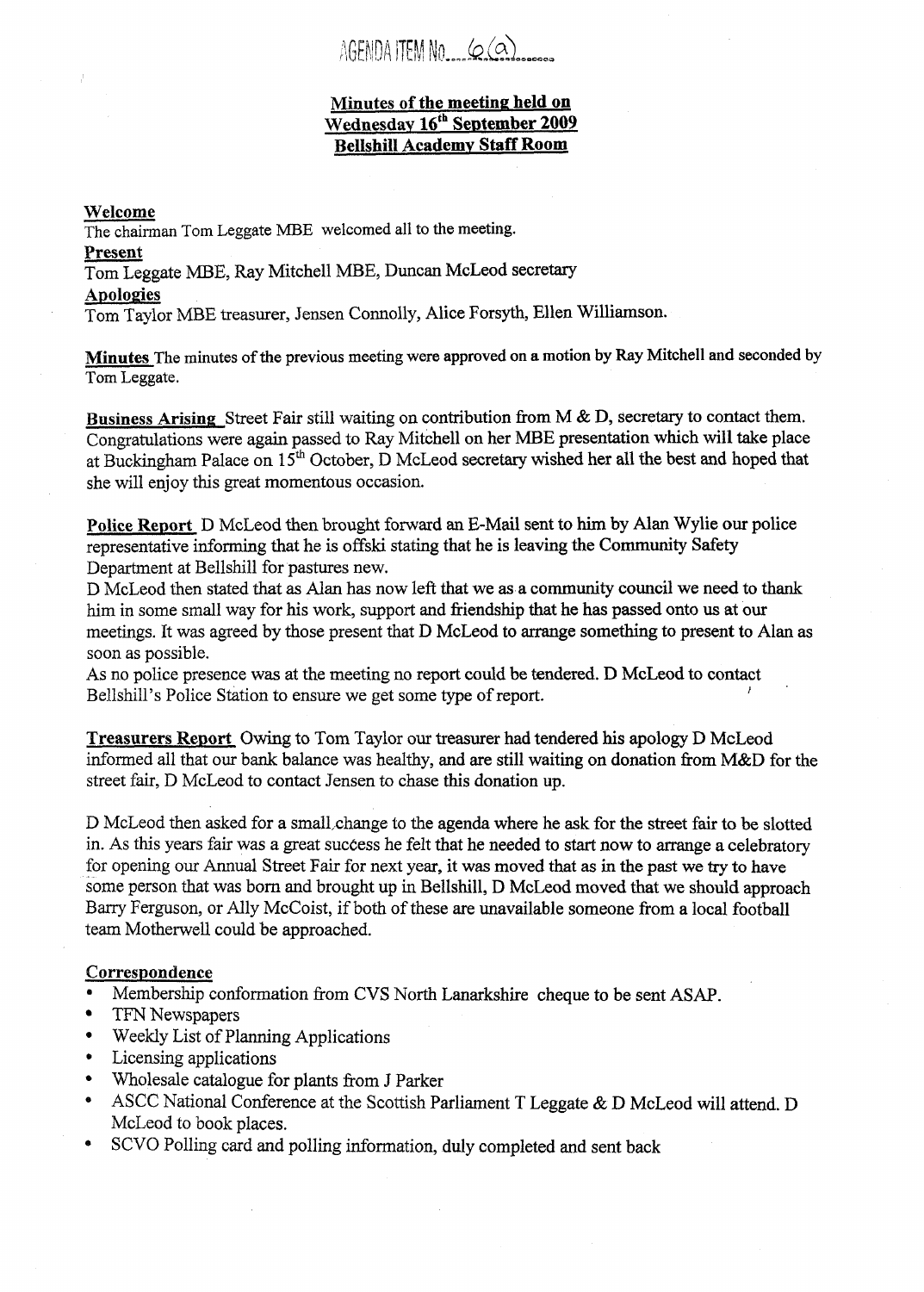AGENDA ITEM No. 6(a)

**Minutes of the meeting held on Wednesday 16th September 2009 Bellshill Academy Staff Room**

**Welcome**
The chairman Tom Leggate MBE welcomed all to the meeting.

**Present**
Tom Leggate MBE, Ray Mitchell MBE, Duncan McLeod secretary

**Apologies**
Tom Taylor MBE treasurer, Jensen Connolly, Alice Forsyth, Ellen Williamson.

**Minutes** The minutes of the previous meeting were approved on a motion by Ray Mitchell and seconded by Tom Leggate.

**Business Arising** Street Fair still waiting on contribution from M & D, secretary to contact them. Congratulations were again passed to Ray Mitchell on her MBE presentation which will take place at Buckingham Palace on 15th October, D McLeod secretary wished her all the best and hoped that she will enjoy this great momentous occasion.

**Police Report** D McLeod then brought forward an E-Mail sent to him by Alan Wylie our police representative informing that he is offski stating that he is leaving the Community Safety Department at Bellshill for pastures new.

D McLeod then stated that as Alan has now left that we as a community council we need to thank him in some small way for his work, support and friendship that he has passed onto us at our meetings. It was agreed by those present that D McLeod to arrange something to present to Alan as soon as possible.

As no police presence was at the meeting no report could be tendered. D McLeod to contact Bellshill's Police Station to ensure we get some type of report.

**Treasurers Report** Owing to Tom Taylor our treasurer had tendered his apology D McLeod informed all that our bank balance was healthy, and are still waiting on donation from M&D for the street fair, D McLeod to contact Jensen to chase this donation up.

D McLeod then asked for a small change to the agenda where he ask for the street fair to be slotted in. As this years fair was a great success he felt that he needed to start now to arrange a celebratory for opening our Annual Street Fair for next year, it was moved that as in the past we try to have some person that was born and brought up in Bellshill, D McLeod moved that we should approach Barry Ferguson, or Ally McCoist, if both of these are unavailable someone from a local football team Motherwell could be approached.

**Correspondence**
- Membership conformation from CVS North Lanarkshire cheque to be sent ASAP.
- TFN Newspapers
- Weekly List of Planning Applications
- Licensing applications
- Wholesale catalogue for plants from J Parker
- ASCC National Conference at the Scottish Parliament T Leggate & D McLeod will attend. D McLeod to book places.
- SCVO Polling card and polling information, duly completed and sent back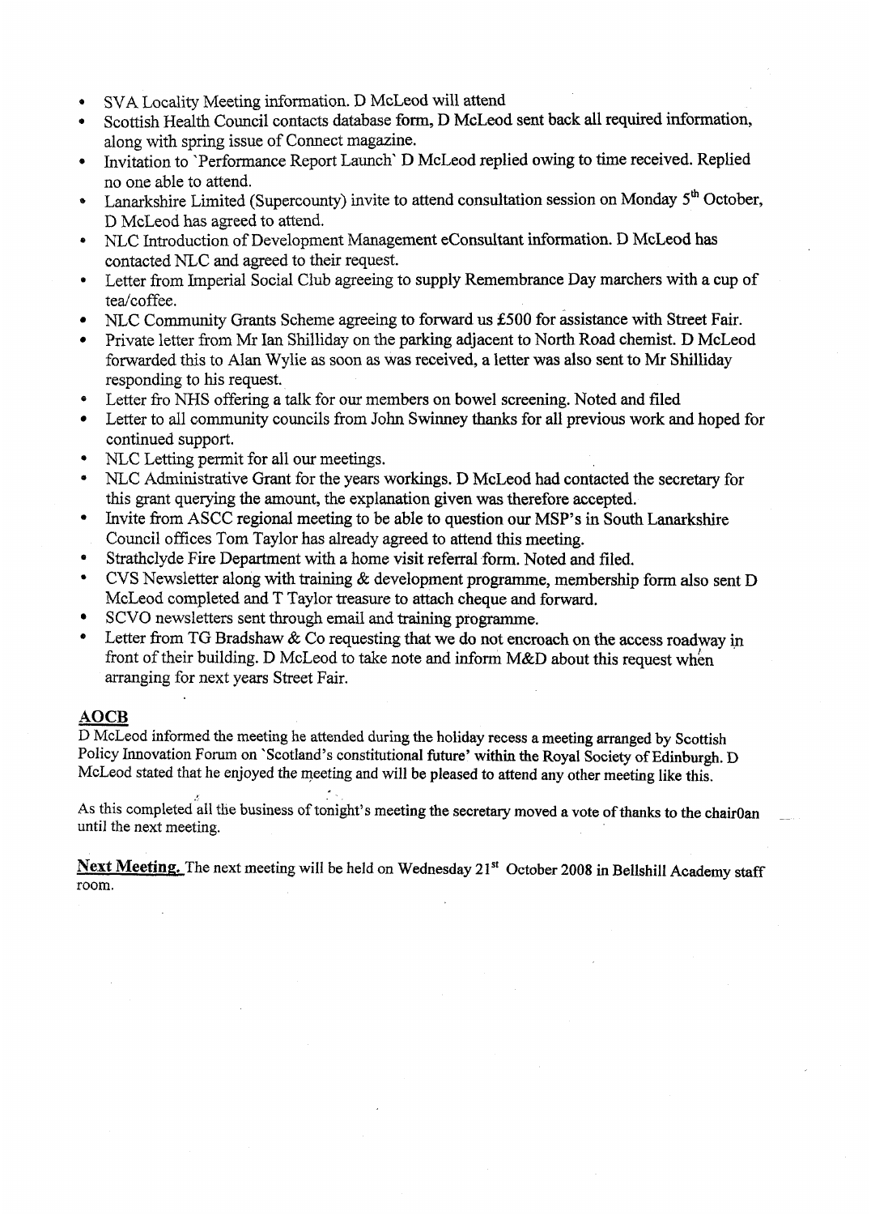- SVA Locality Meeting information. D McLeod will attend
- Scottish Health Council contacts database form, D McLeod sent back all required information, along with spring issue of Connect magazine.
- Invitation to `Performance Report Launch` D McLeod replied owing to time received. Replied no one able to attend.
- Lanarkshire Limited (Supercounty) invite to attend consultation session on Monday 5th October, D McLeod has agreed to attend.
- NLC Introduction of Development Management eConsultant information. D McLeod has contacted NLC and agreed to their request.
- Letter from Imperial Social Club agreeing to supply Remembrance Day marchers with a cup of tea/coffee.
- NLC Community Grants Scheme agreeing to forward us £500 for assistance with Street Fair.
- Private letter from Mr Ian Shilliday on the parking adjacent to North Road chemist. D McLeod forwarded this to Alan Wylie as soon as was received, a letter was also sent to Mr Shilliday responding to his request.
- Letter fro NHS offering a talk for our members on bowel screening. Noted and filed
- Letter to all community councils from John Swinney thanks for all previous work and hoped for continued support.
- NLC Letting permit for all our meetings.
- NLC Administrative Grant for the years workings. D McLeod had contacted the secretary for this grant querying the amount, the explanation given was therefore accepted.
- Invite from ASCC regional meeting to be able to question our MSP's in South Lanarkshire Council offices Tom Taylor has already agreed to attend this meeting.
- Strathclyde Fire Department with a home visit referral form. Noted and filed.
- CVS Newsletter along with training & development programme, membership form also sent D McLeod completed and T Taylor treasure to attach cheque and forward.
- SCVO newsletters sent through email and training programme.
- Letter from TG Bradshaw & Co requesting that we do not encroach on the access roadway in front of their building. D McLeod to take note and inform M&D about this request when arranging for next years Street Fair.

## AOCB

D McLeod informed the meeting he attended during the holiday recess a meeting arranged by Scottish Policy Innovation Forum on `Scotland's constitutional future' within the Royal Society of Edinburgh. D McLeod stated that he enjoyed the meeting and will be pleased to attend any other meeting like this.

As this completed all the business of tonight's meeting the secretary moved a vote of thanks to the chair0an until the next meeting.

**Next Meeting.** The next meeting will be held on Wednesday 21st October 2008 in Bellshill Academy staff room.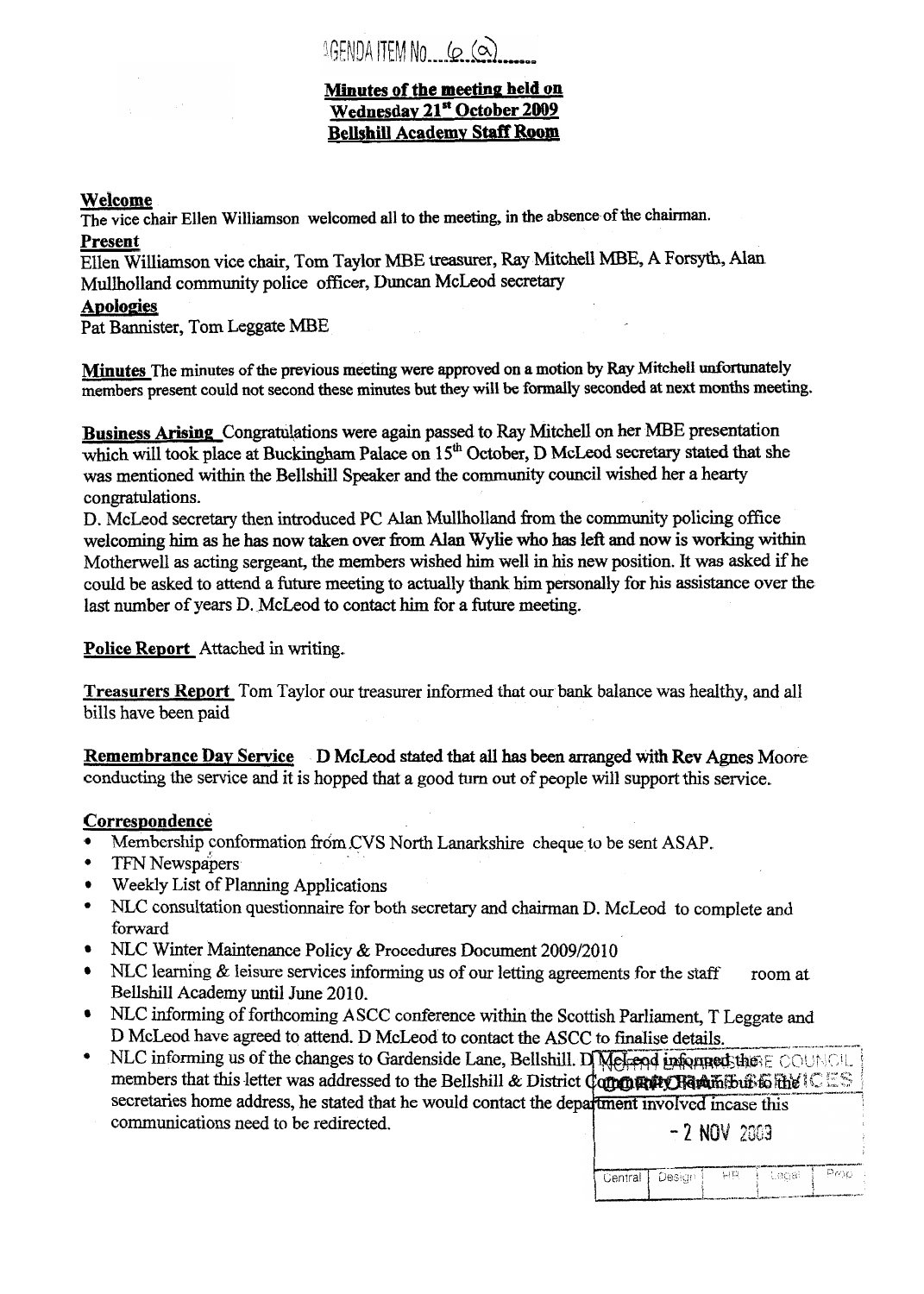AGENDA ITEM No. 6 (a)

**Minutes of the meeting held on**
**Wednesday 21st October 2009**
**Bellshill Academy Staff Room**

**Welcome**
The vice chair Ellen Williamson welcomed all to the meeting, in the absence of the chairman.

**Present**
Ellen Williamson vice chair, Tom Taylor MBE treasurer, Ray Mitchell MBE, A Forsyth, Alan Mullholland community police officer, Duncan McLeod secretary

**Apologies**
Pat Bannister, Tom Leggate MBE

**Minutes** The minutes of the previous meeting were approved on a motion by Ray Mitchell unfortunately members present could not second these minutes but they will be formally seconded at next months meeting.

**Business Arising** Congratulations were again passed to Ray Mitchell on her MBE presentation which will took place at Buckingham Palace on 15th October, D McLeod secretary stated that she was mentioned within the Bellshill Speaker and the community council wished her a hearty congratulations.

D. McLeod secretary then introduced PC Alan Mullholland from the community policing office welcoming him as he has now taken over from Alan Wylie who has left and now is working within Motherwell as acting sergeant, the members wished him well in his new position. It was asked if he could be asked to attend a future meeting to actually thank him personally for his assistance over the last number of years D. McLeod to contact him for a future meeting.

**Police Report** Attached in writing.

**Treasurers Report** Tom Taylor our treasurer informed that our bank balance was healthy, and all bills have been paid

**Remembrance Day Service** D McLeod stated that all has been arranged with Rev Agnes Moore conducting the service and it is hopped that a good turn out of people will support this service.

**Correspondence**

- Membership conformation from CVS North Lanarkshire cheque to be sent ASAP.
- TFN Newspapers
- Weekly List of Planning Applications
- NLC consultation questionnaire for both secretary and chairman D. McLeod to complete and forward
- NLC Winter Maintenance Policy & Procedures Document 2009/2010
- NLC learning & leisure services informing us of our letting agreements for the staff room at Bellshill Academy until June 2010.
- NLC informing of forthcoming ASCC conference within the Scottish Parliament, T Leggate and D McLeod have agreed to attend. D McLeod to contact the ASCC to finalise details.
- NLC informing us of the changes to Gardenside Lane, Bellshill. D McLeod informed the members that this letter was addressed to the Bellshill & District Community Forum but to the secretaries home address, he stated that he would contact the department involved incase this communications need to be redirected.

NORTH LANARKSHIRE COUNCIL CORPORATE SERVICES
- 2 NOV 2009
Central | Design | HR | Legal | Prop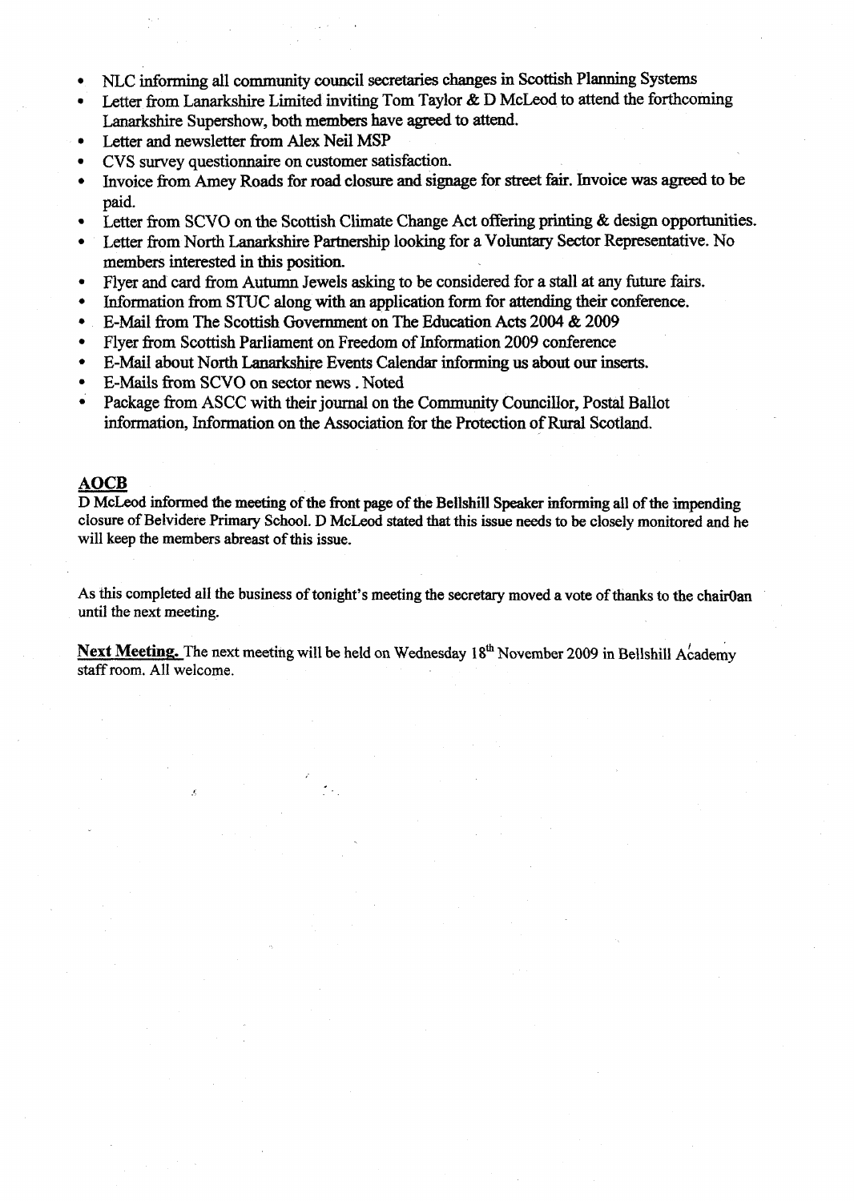- NLC informing all community council secretaries changes in Scottish Planning Systems
- Letter from Lanarkshire Limited inviting Tom Taylor & D McLeod to attend the forthcoming Lanarkshire Supershow, both members have agreed to attend.
- Letter and newsletter from Alex Neil MSP
- CVS survey questionnaire on customer satisfaction.
- Invoice from Amey Roads for road closure and signage for street fair. Invoice was agreed to be paid.
- Letter from SCVO on the Scottish Climate Change Act offering printing & design opportunities.
- Letter from North Lanarkshire Partnership looking for a Voluntary Sector Representative. No members interested in this position.
- Flyer and card from Autumn Jewels asking to be considered for a stall at any future fairs.
- Information from STUC along with an application form for attending their conference.
- E-Mail from The Scottish Government on The Education Acts 2004 & 2009
- Flyer from Scottish Parliament on Freedom of Information 2009 conference
- E-Mail about North Lanarkshire Events Calendar informing us about our inserts.
- E-Mails from SCVO on sector news . Noted
- Package from ASCC with their journal on the Community Councillor, Postal Ballot information, Information on the Association for the Protection of Rural Scotland.

## AOCB

D McLeod informed the meeting of the front page of the Bellshill Speaker informing all of the impending closure of Belvidere Primary School. D McLeod stated that this issue needs to be closely monitored and he will keep the members abreast of this issue.

As this completed all the business of tonight's meeting the secretary moved a vote of thanks to the chair0an until the next meeting.

**Next Meeting.** The next meeting will be held on Wednesday 18th November 2009 in Bellshill Academy staff room. All welcome.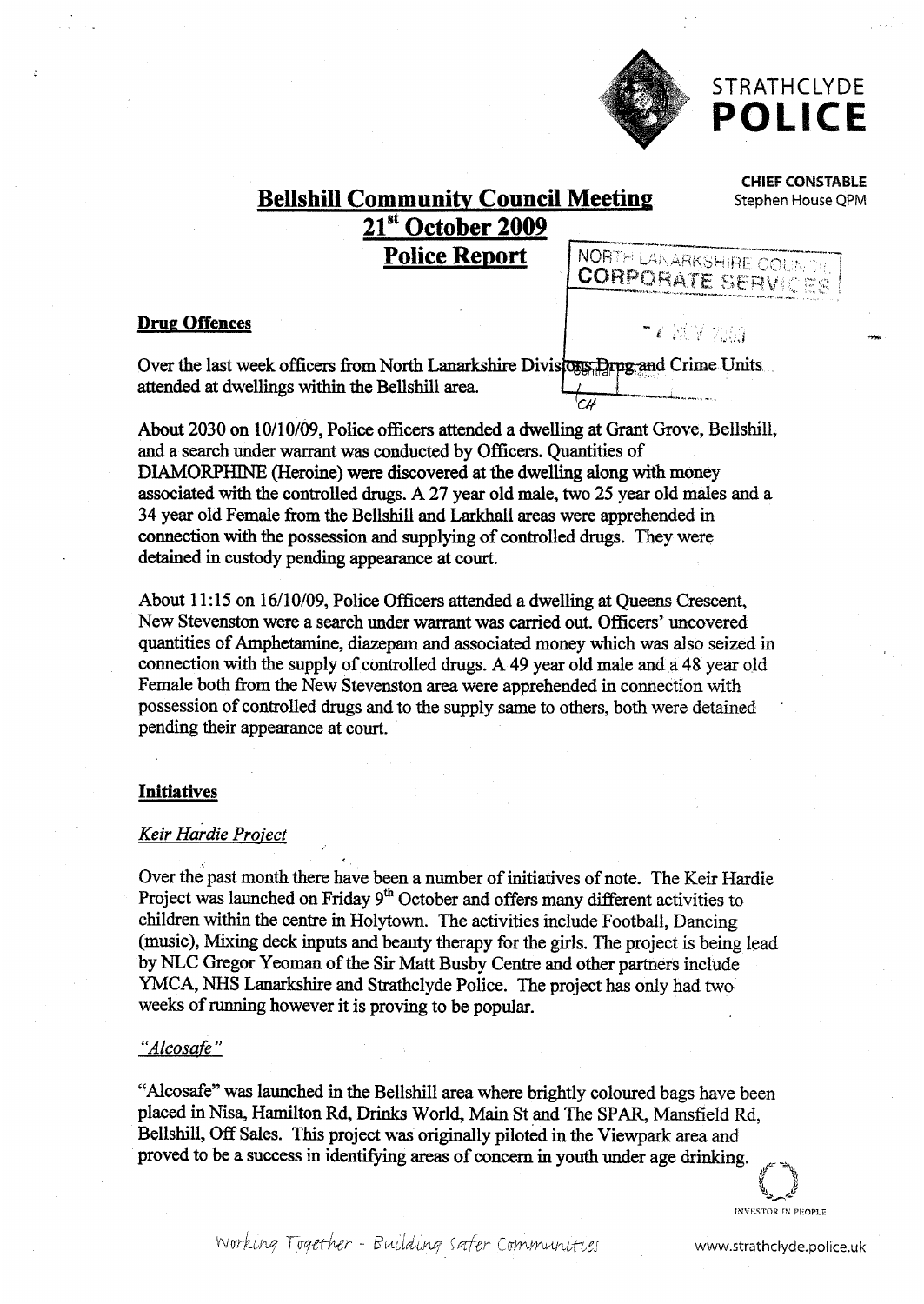STRATHCLYDE **POLICE**

**CHIEF CONSTABLE**
Stephen House QPM

# Bellshill Community Council Meeting

## 21st October 2009

## Police Report

NORTH LANARKSHIRE COUNCIL
CORPORATE SERVICES

### Drug Offences

Over the last week officers from North Lanarkshire Divisions Drug and Crime Units attended at dwellings within the Bellshill area.

About 2030 on 10/10/09, Police officers attended a dwelling at Grant Grove, Bellshill, and a search under warrant was conducted by Officers. Quantities of DIAMORPHINE (Heroine) were discovered at the dwelling along with money associated with the controlled drugs. A 27 year old male, two 25 year old males and a 34 year old Female from the Bellshill and Larkhall areas were apprehended in connection with the possession and supplying of controlled drugs. They were detained in custody pending appearance at court.

About 11:15 on 16/10/09, Police Officers attended a dwelling at Queens Crescent, New Stevenston were a search under warrant was carried out. Officers' uncovered quantities of Amphetamine, diazepam and associated money which was also seized in connection with the supply of controlled drugs. A 49 year old male and a 48 year old Female both from the New Stevenston area were apprehended in connection with possession of controlled drugs and to the supply same to others, both were detained pending their appearance at court.

### Initiatives

#### *Keir Hardie Project*

Over the past month there have been a number of initiatives of note. The Keir Hardie Project was launched on Friday 9th October and offers many different activities to children within the centre in Holytown. The activities include Football, Dancing (music), Mixing deck inputs and beauty therapy for the girls. The project is being lead by NLC Gregor Yeoman of the Sir Matt Busby Centre and other partners include YMCA, NHS Lanarkshire and Strathclyde Police. The project has only had two weeks of running however it is proving to be popular.

#### *"Alcosafe"*

"Alcosafe" was launched in the Bellshill area where brightly coloured bags have been placed in Nisa, Hamilton Rd, Drinks World, Main St and The SPAR, Mansfield Rd, Bellshill, Off Sales. This project was originally piloted in the Viewpark area and proved to be a success in identifying areas of concern in youth under age drinking.

INVESTOR IN PEOPLE

Working Together - Building Safer Communities

www.strathclyde.police.uk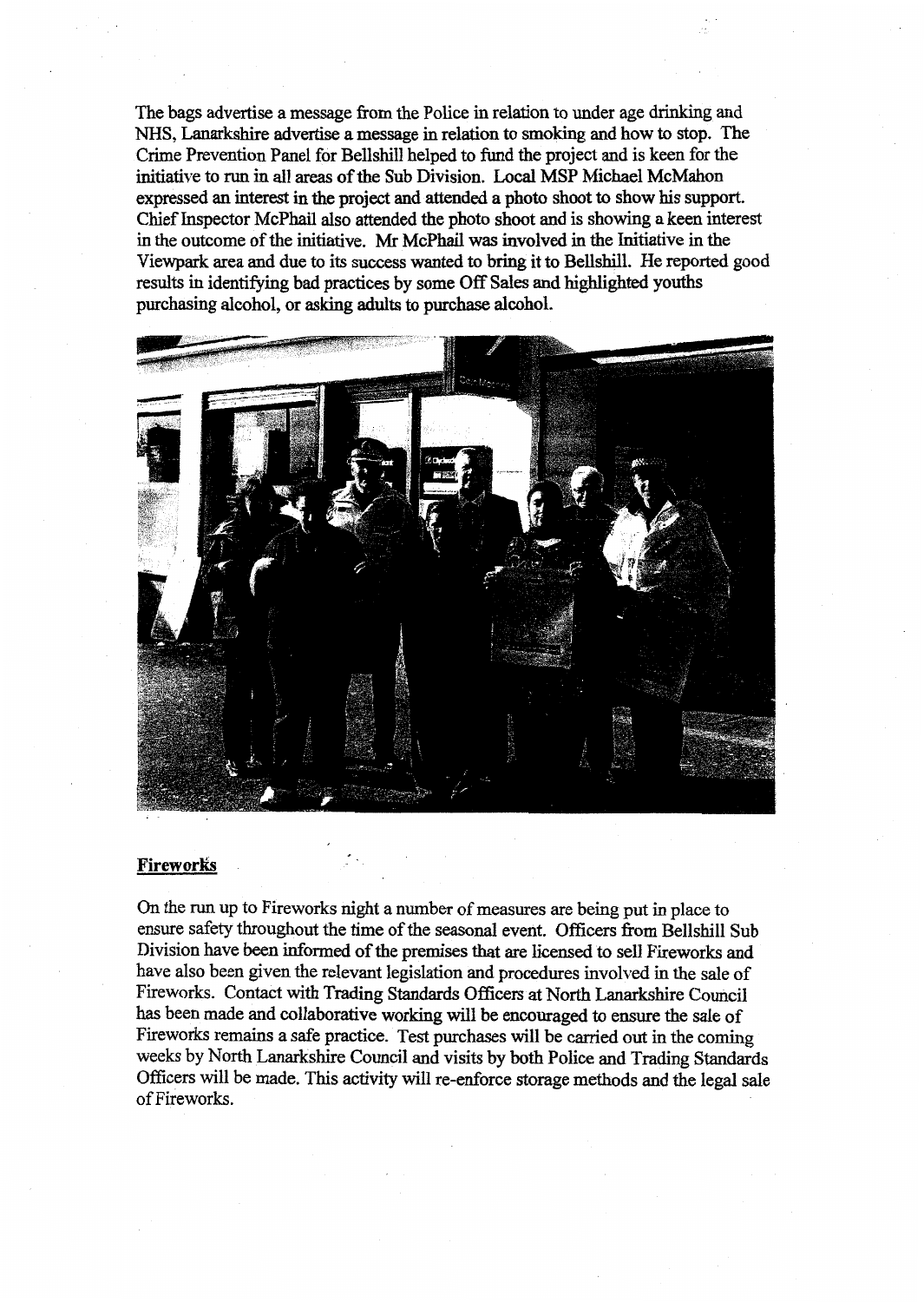The bags advertise a message from the Police in relation to under age drinking and NHS, Lanarkshire advertise a message in relation to smoking and how to stop. The Crime Prevention Panel for Bellshill helped to fund the project and is keen for the initiative to run in all areas of the Sub Division. Local MSP Michael McMahon expressed an interest in the project and attended a photo shoot to show his support. Chief Inspector McPhail also attended the photo shoot and is showing a keen interest in the outcome of the initiative. Mr McPhail was involved in the Initiative in the Viewpark area and due to its success wanted to bring it to Bellshill. He reported good results in identifying bad practices by some Off Sales and highlighted youths purchasing alcohol, or asking adults to purchase alcohol.

**Fireworks**

On the run up to Fireworks night a number of measures are being put in place to ensure safety throughout the time of the seasonal event. Officers from Bellshill Sub Division have been informed of the premises that are licensed to sell Fireworks and have also been given the relevant legislation and procedures involved in the sale of Fireworks. Contact with Trading Standards Officers at North Lanarkshire Council has been made and collaborative working will be encouraged to ensure the sale of Fireworks remains a safe practice. Test purchases will be carried out in the coming weeks by North Lanarkshire Council and visits by both Police and Trading Standards Officers will be made. This activity will re-enforce storage methods and the legal sale of Fireworks.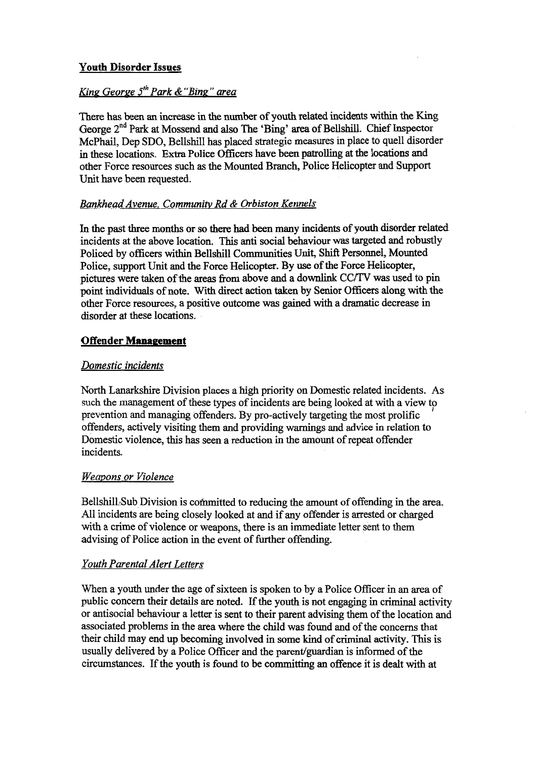## Youth Disorder Issues

### *King George 5th Park & "Bing" area*

There has been an increase in the number of youth related incidents within the King George 2nd Park at Mossend and also The 'Bing' area of Bellshill. Chief Inspector McPhail, Dep SDO, Bellshill has placed strategic measures in place to quell disorder in these locations. Extra Police Officers have been patrolling at the locations and other Force resources such as the Mounted Branch, Police Helicopter and Support Unit have been requested.

### *Bankhead Avenue, Community Rd & Orbiston Kennels*

In the past three months or so there had been many incidents of youth disorder related incidents at the above location. This anti social behaviour was targeted and robustly Policed by officers within Bellshill Communities Unit, Shift Personnel, Mounted Police, support Unit and the Force Helicopter. By use of the Force Helicopter, pictures were taken of the areas from above and a downlink CC/TV was used to pin point individuals of note. With direct action taken by Senior Officers along with the other Force resources, a positive outcome was gained with a dramatic decrease in disorder at these locations.

## Offender Management

### *Domestic incidents*

North Lanarkshire Division places a high priority on Domestic related incidents. As such the management of these types of incidents are being looked at with a view to prevention and managing offenders. By pro-actively targeting the most prolific offenders, actively visiting them and providing warnings and advice in relation to Domestic violence, this has seen a reduction in the amount of repeat offender incidents.

### *Weapons or Violence*

Bellshill Sub Division is committed to reducing the amount of offending in the area. All incidents are being closely looked at and if any offender is arrested or charged with a crime of violence or weapons, there is an immediate letter sent to them advising of Police action in the event of further offending.

### *Youth Parental Alert Letters*

When a youth under the age of sixteen is spoken to by a Police Officer in an area of public concern their details are noted. If the youth is not engaging in criminal activity or antisocial behaviour a letter is sent to their parent advising them of the location and associated problems in the area where the child was found and of the concerns that their child may end up becoming involved in some kind of criminal activity. This is usually delivered by a Police Officer and the parent/guardian is informed of the circumstances. If the youth is found to be committing an offence it is dealt with at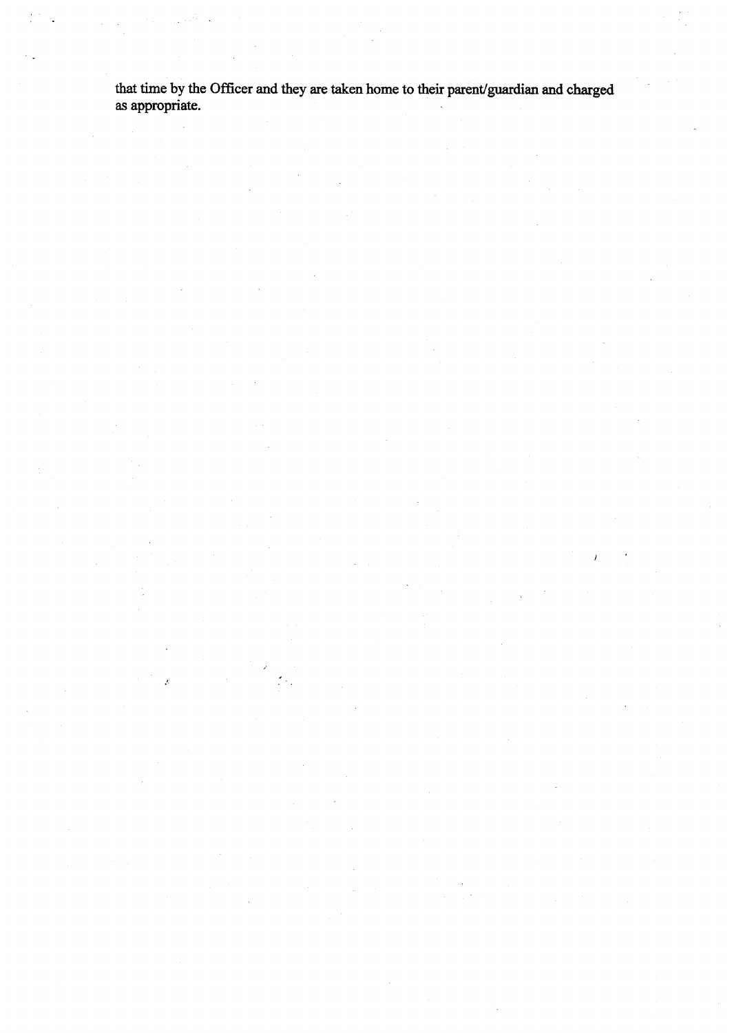that time by the Officer and they are taken home to their parent/guardian and charged as appropriate.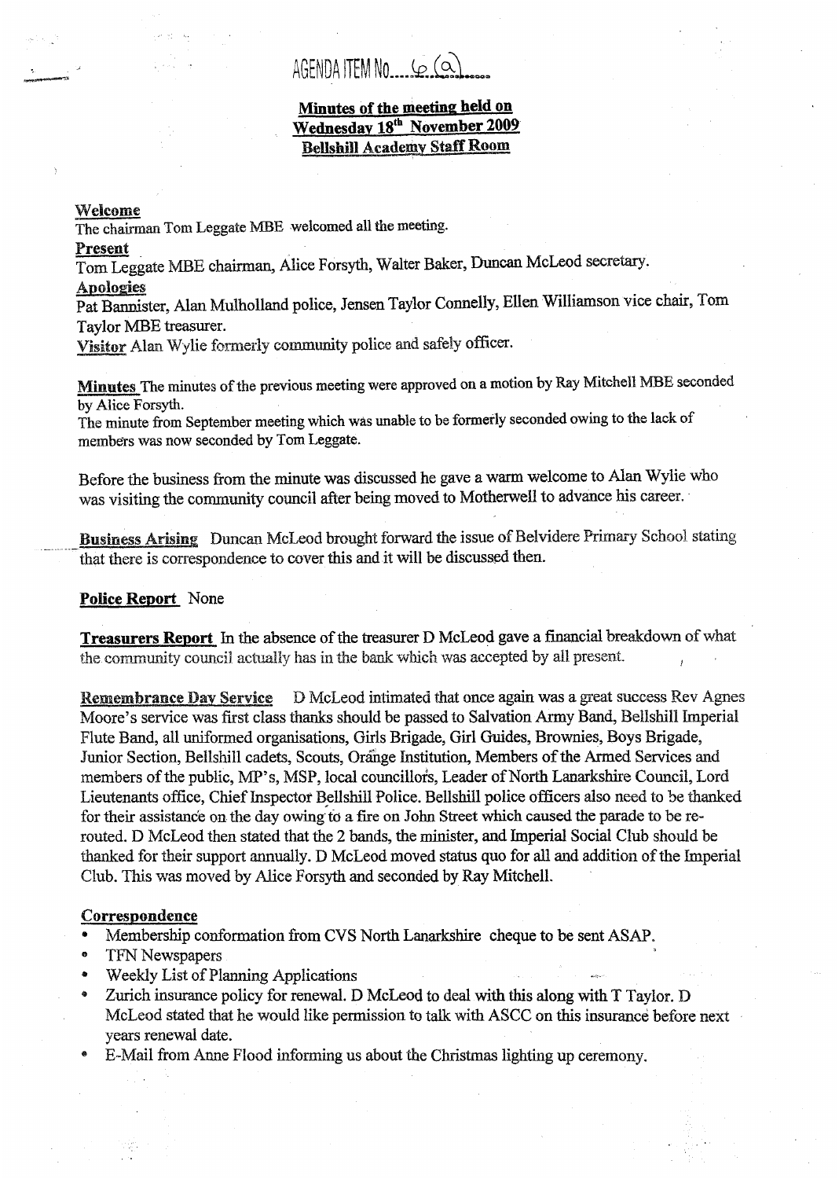AGENDA ITEM No....6 (a)

**Minutes of the meeting held on Wednesday 18th November 2009 Bellshill Academy Staff Room**

**Welcome**

The chairman Tom Leggate MBE welcomed all the meeting.

**Present**

Tom Leggate MBE chairman, Alice Forsyth, Walter Baker, Duncan McLeod secretary.

**Apologies**

Pat Bannister, Alan Mulholland police, Jensen Taylor Connelly, Ellen Williamson vice chair, Tom Taylor MBE treasurer.

**Visitor** Alan Wylie formerly community police and safely officer.

**Minutes** The minutes of the previous meeting were approved on a motion by Ray Mitchell MBE seconded by Alice Forsyth.

The minute from September meeting which was unable to be formerly seconded owing to the lack of members was now seconded by Tom Leggate.

Before the business from the minute was discussed he gave a warm welcome to Alan Wylie who was visiting the community council after being moved to Motherwell to advance his career.

**Business Arising** Duncan McLeod brought forward the issue of Belvidere Primary School stating that there is correspondence to cover this and it will be discussed then.

**Police Report** None

**Treasurers Report** In the absence of the treasurer D McLeod gave a financial breakdown of what the community council actually has in the bank which was accepted by all present.

**Remembrance Day Service** D McLeod intimated that once again was a great success Rev Agnes Moore's service was first class thanks should be passed to Salvation Army Band, Bellshill Imperial Flute Band, all uniformed organisations, Girls Brigade, Girl Guides, Brownies, Boys Brigade, Junior Section, Bellshill cadets, Scouts, Orange Institution, Members of the Armed Services and members of the public, MP's, MSP, local councillors, Leader of North Lanarkshire Council, Lord Lieutenants office, Chief Inspector Bellshill Police. Bellshill police officers also need to be thanked for their assistance on the day owing to a fire on John Street which caused the parade to be re-routed. D McLeod then stated that the 2 bands, the minister, and Imperial Social Club should be thanked for their support annually. D McLeod moved status quo for all and addition of the Imperial Club. This was moved by Alice Forsyth and seconded by Ray Mitchell.

**Correspondence**

- Membership conformation from CVS North Lanarkshire cheque to be sent ASAP.
- TFN Newspapers
- Weekly List of Planning Applications
- Zurich insurance policy for renewal. D McLeod to deal with this along with T Taylor. D McLeod stated that he would like permission to talk with ASCC on this insurance before next years renewal date.
- E-Mail from Anne Flood informing us about the Christmas lighting up ceremony.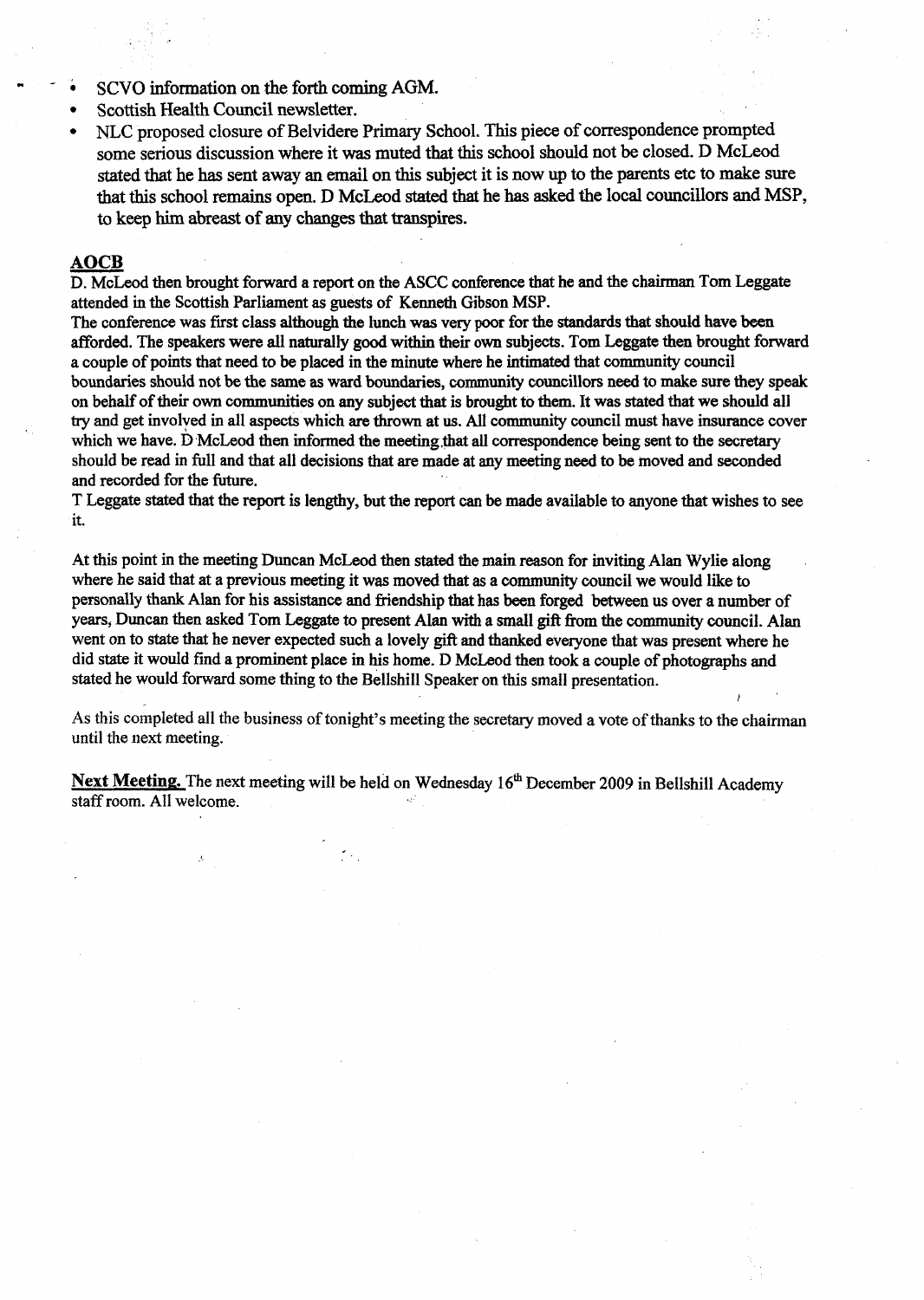- SCVO information on the forth coming AGM.
- Scottish Health Council newsletter.
- NLC proposed closure of Belvidere Primary School. This piece of correspondence prompted some serious discussion where it was muted that this school should not be closed. D McLeod stated that he has sent away an email on this subject it is now up to the parents etc to make sure that this school remains open. D McLeod stated that he has asked the local councillors and MSP, to keep him abreast of any changes that transpires.

## AOCB

D. McLeod then brought forward a report on the ASCC conference that he and the chairman Tom Leggate attended in the Scottish Parliament as guests of Kenneth Gibson MSP.
The conference was first class although the lunch was very poor for the standards that should have been afforded. The speakers were all naturally good within their own subjects. Tom Leggate then brought forward a couple of points that need to be placed in the minute where he intimated that community council boundaries should not be the same as ward boundaries, community councillors need to make sure they speak on behalf of their own communities on any subject that is brought to them. It was stated that we should all try and get involved in all aspects which are thrown at us. All community council must have insurance cover which we have. D McLeod then informed the meeting that all correspondence being sent to the secretary should be read in full and that all decisions that are made at any meeting need to be moved and seconded and recorded for the future.
T Leggate stated that the report is lengthy, but the report can be made available to anyone that wishes to see it.

At this point in the meeting Duncan McLeod then stated the main reason for inviting Alan Wylie along where he said that at a previous meeting it was moved that as a community council we would like to personally thank Alan for his assistance and friendship that has been forged between us over a number of years, Duncan then asked Tom Leggate to present Alan with a small gift from the community council. Alan went on to state that he never expected such a lovely gift and thanked everyone that was present where he did state it would find a prominent place in his home. D McLeod then took a couple of photographs and stated he would forward some thing to the Bellshill Speaker on this small presentation.

As this completed all the business of tonight's meeting the secretary moved a vote of thanks to the chairman until the next meeting.

**Next Meeting.** The next meeting will be held on Wednesday 16th December 2009 in Bellshill Academy staff room. All welcome.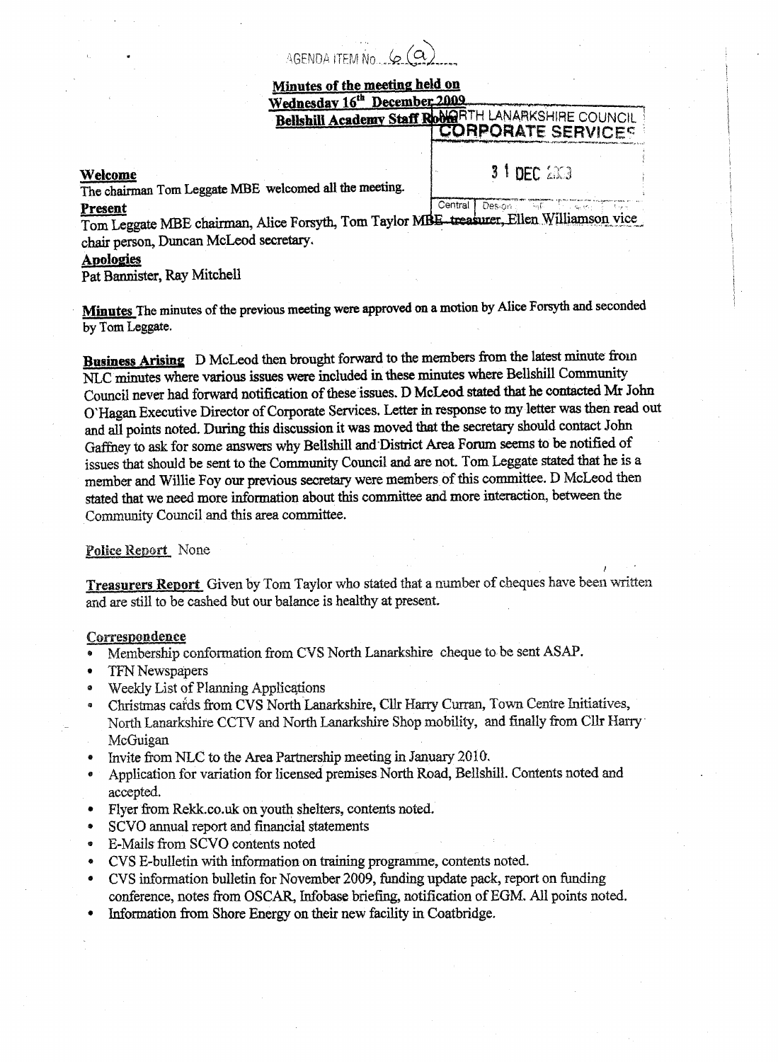AGENDA ITEM No. 6 (a)

**Minutes of the meeting held on**
**Wednesday 16th December 2009**
**Bellshill Academy Staff Room**

NORTH LANARKSHIRE COUNCIL
CORPORATE SERVICES
31 DEC 2009

**Welcome**
The chairman Tom Leggate MBE welcomed all the meeting.

**Present**
Tom Leggate MBE chairman, Alice Forsyth, Tom Taylor MBE treasurer, Ellen Williamson vice chair person, Duncan McLeod secretary.

**Apologies**
Pat Bannister, Ray Mitchell

**Minutes** The minutes of the previous meeting were approved on a motion by Alice Forsyth and seconded by Tom Leggate.

**Business Arising** D McLeod then brought forward to the members from the latest minute from NLC minutes where various issues were included in these minutes where Bellshill Community Council never had forward notification of these issues. D McLeod stated that he contacted Mr John O'Hagan Executive Director of Corporate Services. Letter in response to my letter was then read out and all points noted. During this discussion it was moved that the secretary should contact John Gaffney to ask for some answers why Bellshill and District Area Forum seems to be notified of issues that should be sent to the Community Council and are not. Tom Leggate stated that he is a member and Willie Foy our previous secretary were members of this committee. D McLeod then stated that we need more information about this committee and more interaction, between the Community Council and this area committee.

**Police Report** None

**Treasurers Report** Given by Tom Taylor who stated that a number of cheques have been written and are still to be cashed but our balance is healthy at present.

**Correspondence**

- Membership conformation from CVS North Lanarkshire cheque to be sent ASAP.
- TFN Newspapers
- Weekly List of Planning Applications
- Christmas cards from CVS North Lanarkshire, Cllr Harry Curran, Town Centre Initiatives, North Lanarkshire CCTV and North Lanarkshire Shop mobility, and finally from Cllr Harry McGuigan
- Invite from NLC to the Area Partnership meeting in January 2010.
- Application for variation for licensed premises North Road, Bellshill. Contents noted and accepted.
- Flyer from Rekk.co.uk on youth shelters, contents noted.
- SCVO annual report and financial statements
- E-Mails from SCVO contents noted
- CVS E-bulletin with information on training programme, contents noted.
- CVS information bulletin for November 2009, funding update pack, report on funding conference, notes from OSCAR, Infobase briefing, notification of EGM. All points noted.
- Information from Shore Energy on their new facility in Coatbridge.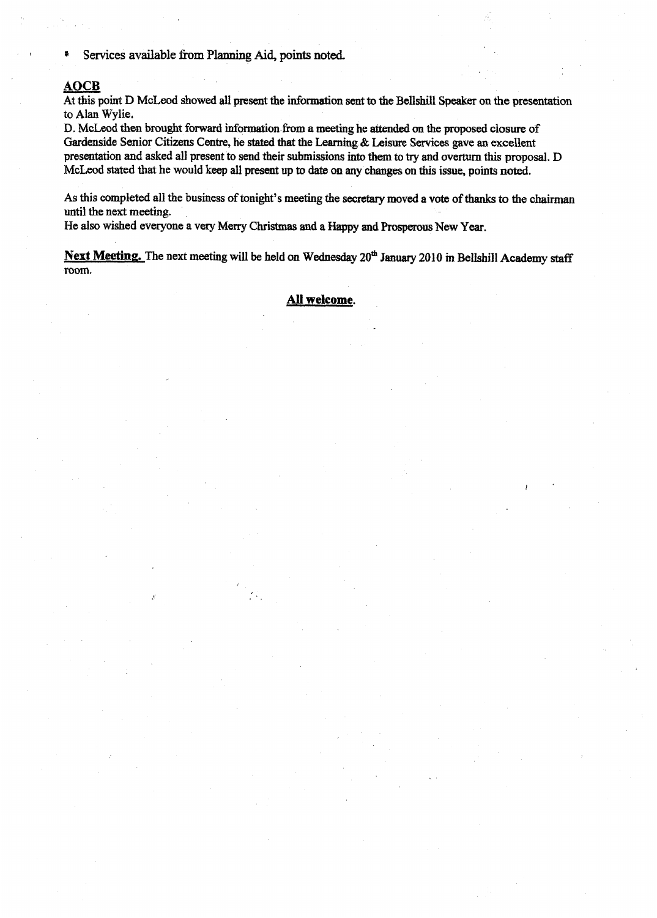- Services available from Planning Aid, points noted.

**AOCB**

At this point D McLeod showed all present the information sent to the Bellshill Speaker on the presentation to Alan Wylie.

D. McLeod then brought forward information from a meeting he attended on the proposed closure of Gardenside Senior Citizens Centre, he stated that the Learning & Leisure Services gave an excellent presentation and asked all present to send their submissions into them to try and overturn this proposal. D McLeod stated that he would keep all present up to date on any changes on this issue, points noted.

As this completed all the business of tonight's meeting the secretary moved a vote of thanks to the chairman until the next meeting.

He also wished everyone a very Merry Christmas and a Happy and Prosperous New Year.

**Next Meeting.** The next meeting will be held on Wednesday 20th January 2010 in Bellshill Academy staff room.

**All welcome.**